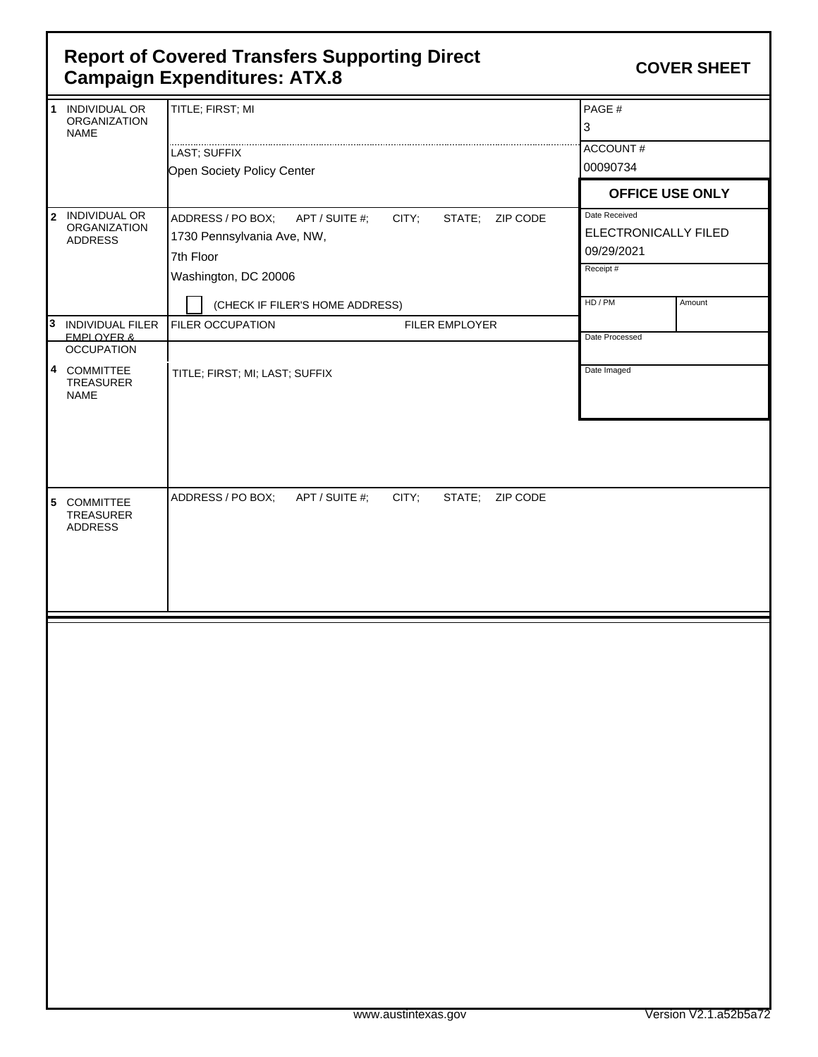# Report of Covered Transfers Supporting Direct Campaign Expenditures: ATX.8

**COVER SHEET**

| Field | Details | |
|---|---|---|
| 1 INDIVIDUAL OR ORGANIZATION NAME | TITLE; FIRST; MI | PAGE # 3 |
| | LAST; SUFFIX<br>Open Society Policy Center | ACCOUNT # 00090734 |
| | | **OFFICE USE ONLY** |
| 2 INDIVIDUAL OR ORGANIZATION ADDRESS | ADDRESS / PO BOX; APT / SUITE #; CITY; STATE; ZIP CODE<br>1730 Pennsylvania Ave, NW,<br>7th Floor<br>Washington, DC 20006 | Date Received<br>ELECTRONICALLY FILED<br>09/29/2021 |
| | ☐ (CHECK IF FILER'S HOME ADDRESS) | Receipt # |
| | | HD / PM &nbsp;&nbsp; Amount |
| 3 INDIVIDUAL FILER EMPLOYER & OCCUPATION | FILER OCCUPATION &nbsp;&nbsp; FILER EMPLOYER | Date Processed |
| 4 COMMITTEE TREASURER NAME | TITLE; FIRST; MI; LAST; SUFFIX | Date Imaged |
| 5 COMMITTEE TREASURER ADDRESS | ADDRESS / PO BOX; APT / SUITE #; CITY; STATE; ZIP CODE | |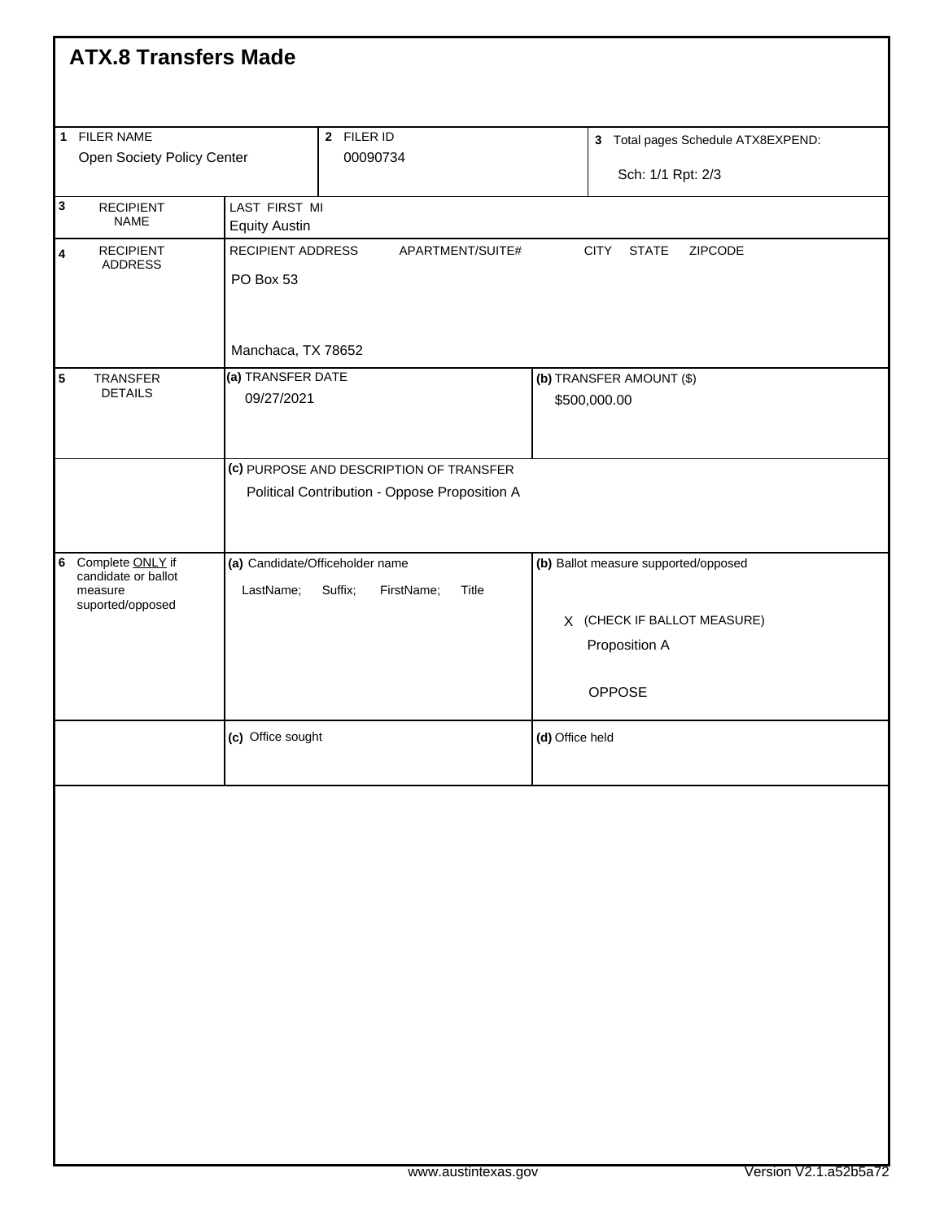# ATX.8 Transfers Made

| | | |
|---|---|---|
| **1** FILER NAME<br>Open Society Policy Center | **2** FILER ID<br>00090734 | **3** Total pages Schedule ATX8EXPEND:<br>Sch: 1/1 Rpt: 2/3 |

| | | |
|---|---|---|
| **3** RECIPIENT NAME | LAST FIRST MI<br>Equity Austin | |
| **4** RECIPIENT ADDRESS | RECIPIENT ADDRESS APARTMENT/SUITE# CITY STATE ZIPCODE<br>PO Box 53<br>Manchaca, TX 78652 | |
| **5** TRANSFER DETAILS | **(a)** TRANSFER DATE<br>09/27/2021 | **(b)** TRANSFER AMOUNT ($)<br>$500,000.00 |
| | **(c)** PURPOSE AND DESCRIPTION OF TRANSFER<br>Political Contribution - Oppose Proposition A | |
| **6** Complete ONLY if candidate or ballot measure suported/opposed | **(a)** Candidate/Officeholder name<br>LastName; Suffix; FirstName; Title | **(b)** Ballot measure supported/opposed<br>X (CHECK IF BALLOT MEASURE)<br>Proposition A<br>OPPOSE |
| | **(c)** Office sought | **(d)** Office held |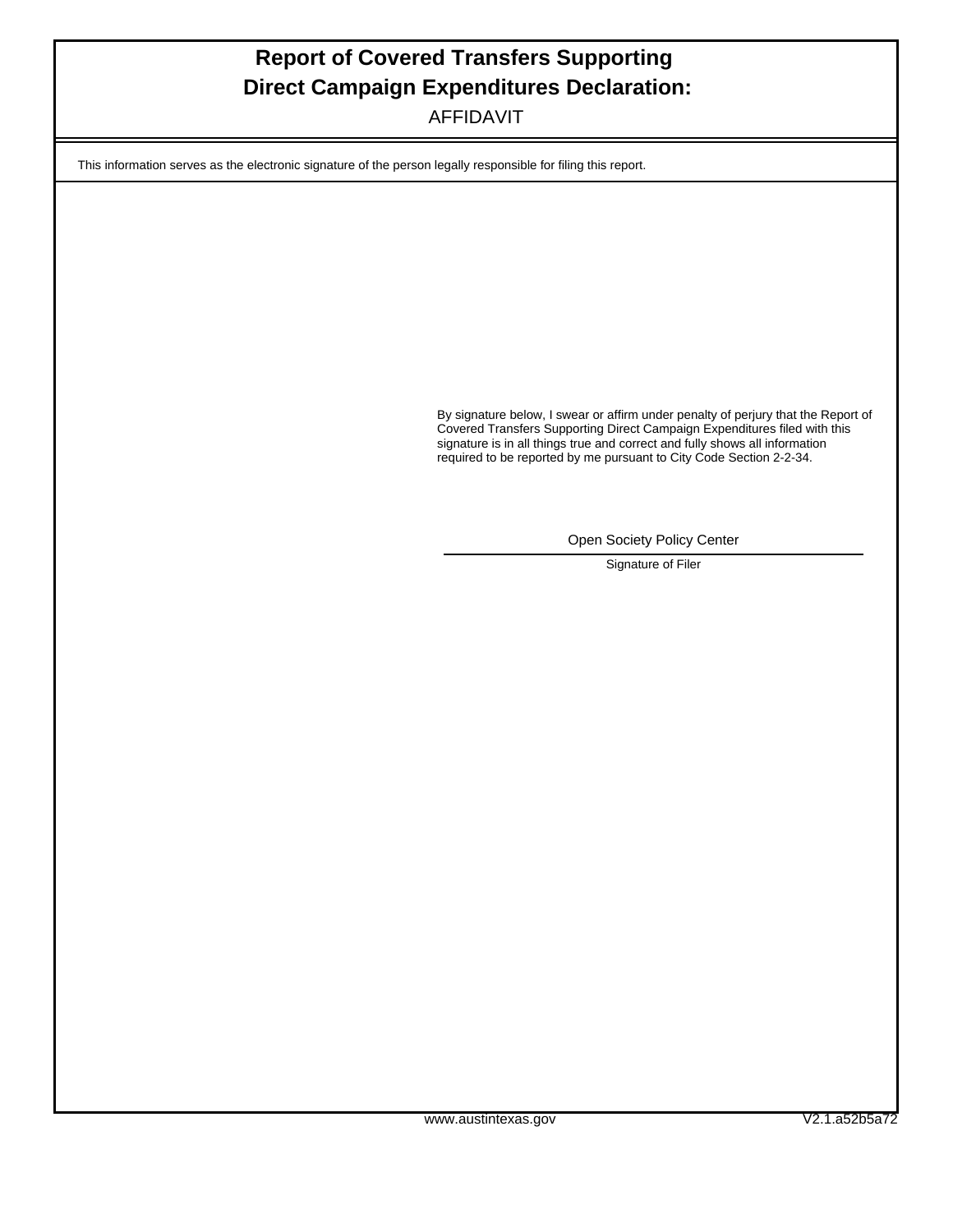# Report of Covered Transfers Supporting Direct Campaign Expenditures Declaration:

AFFIDAVIT

This information serves as the electronic signature of the person legally responsible for filing this report.

By signature below, I swear or affirm under penalty of perjury that the Report of Covered Transfers Supporting Direct Campaign Expenditures filed with this signature is in all things true and correct and fully shows all information required to be reported by me pursuant to City Code Section 2-2-34.

Open Society Policy Center

Signature of Filer